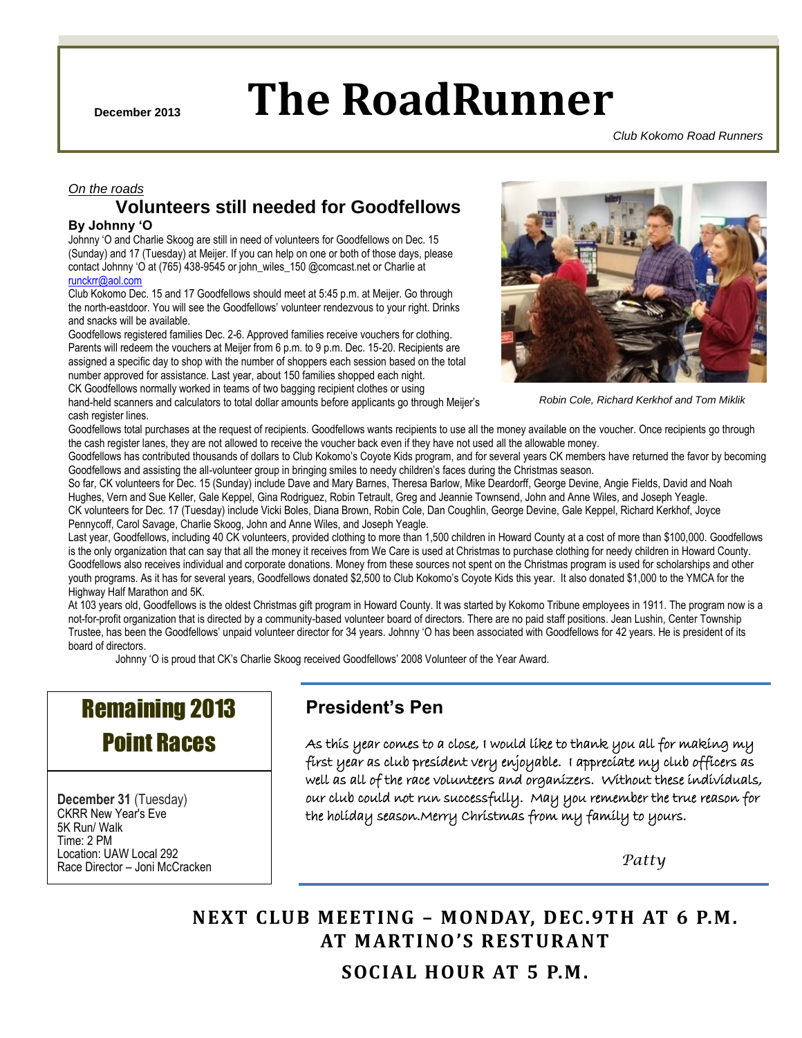December 2013

# The RoadRunner

*Club Kokomo Road Runners*

*On the roads*

## Volunteers still needed for Goodfellows

**By Johnny 'O**

Johnny 'O and Charlie Skoog are still in need of volunteers for Goodfellows on Dec. 15 (Sunday) and 17 (Tuesday) at Meijer. If you can help on one or both of those days, please contact Johnny 'O at (765) 438-9545 or john_wiles_150 @comcast.net or Charlie at runckrr@aol.com

Club Kokomo Dec. 15 and 17 Goodfellows should meet at 5:45 p.m. at Meijer. Go through the north-eastdoor. You will see the Goodfellows' volunteer rendezvous to your right. Drinks and snacks will be available.

Goodfellows registered families Dec. 2-6. Approved families receive vouchers for clothing. Parents will redeem the vouchers at Meijer from 6 p.m. to 9 p.m. Dec. 15-20. Recipients are assigned a specific day to shop with the number of shoppers each session based on the total number approved for assistance. Last year, about 150 families shopped each night.

CK Goodfellows normally worked in teams of two bagging recipient clothes or using hand-held scanners and calculators to total dollar amounts before applicants go through Meijer's cash register lines.

*Robin Cole, Richard Kerkhof and Tom Miklik*

Goodfellows total purchases at the request of recipients. Goodfellows wants recipients to use all the money available on the voucher. Once recipients go through the cash register lanes, they are not allowed to receive the voucher back even if they have not used all the allowable money.

Goodfellows has contributed thousands of dollars to Club Kokomo's Coyote Kids program, and for several years CK members have returned the favor by becoming Goodfellows and assisting the all-volunteer group in bringing smiles to needy children's faces during the Christmas season.

So far, CK volunteers for Dec. 15 (Sunday) include Dave and Mary Barnes, Theresa Barlow, Mike Deardorff, George Devine, Angie Fields, David and Noah Hughes, Vern and Sue Keller, Gale Keppel, Gina Rodriguez, Robin Tetrault, Greg and Jeannie Townsend, John and Anne Wiles, and Joseph Yeagle.

CK volunteers for Dec. 17 (Tuesday) include Vicki Boles, Diana Brown, Robin Cole, Dan Coughlin, George Devine, Gale Keppel, Richard Kerkhof, Joyce Pennycoff, Carol Savage, Charlie Skoog, John and Anne Wiles, and Joseph Yeagle.

Last year, Goodfellows, including 40 CK volunteers, provided clothing to more than 1,500 children in Howard County at a cost of more than $100,000. Goodfellows is the only organization that can say that all the money it receives from We Care is used at Christmas to purchase clothing for needy children in Howard County. Goodfellows also receives individual and corporate donations. Money from these sources not spent on the Christmas program is used for scholarships and other youth programs. As it has for several years, Goodfellows donated $2,500 to Club Kokomo's Coyote Kids this year. It also donated $1,000 to the YMCA for the Highway Half Marathon and 5K.

At 103 years old, Goodfellows is the oldest Christmas gift program in Howard County. It was started by Kokomo Tribune employees in 1911. The program now is a not-for-profit organization that is directed by a community-based volunteer board of directors. There are no paid staff positions. Jean Lushin, Center Township Trustee, has been the Goodfellows' unpaid volunteer director for 34 years. Johnny 'O has been associated with Goodfellows for 42 years. He is president of its board of directors.

Johnny 'O is proud that CK's Charlie Skoog received Goodfellows' 2008 Volunteer of the Year Award.

## Remaining 2013 Point Races

**December 31** (Tuesday)
CKRR New Year's Eve
5K Run/ Walk
Time: 2 PM
Location: UAW Local 292
Race Director – Joni McCracken

## President's Pen

As this year comes to a close, I would like to thank you all for making my first year as club president very enjoyable. I appreciate my club officers as well as all of the race volunteers and organizers. Without these individuals, our club could not run successfully. May you remember the true reason for the holiday season.Merry Christmas from my family to yours.

*Patty*

**NEXT CLUB MEETING – MONDAY, DEC.9TH AT 6 P.M. AT MARTINO'S RESTURANT**

**SOCIAL HOUR AT 5 P.M.**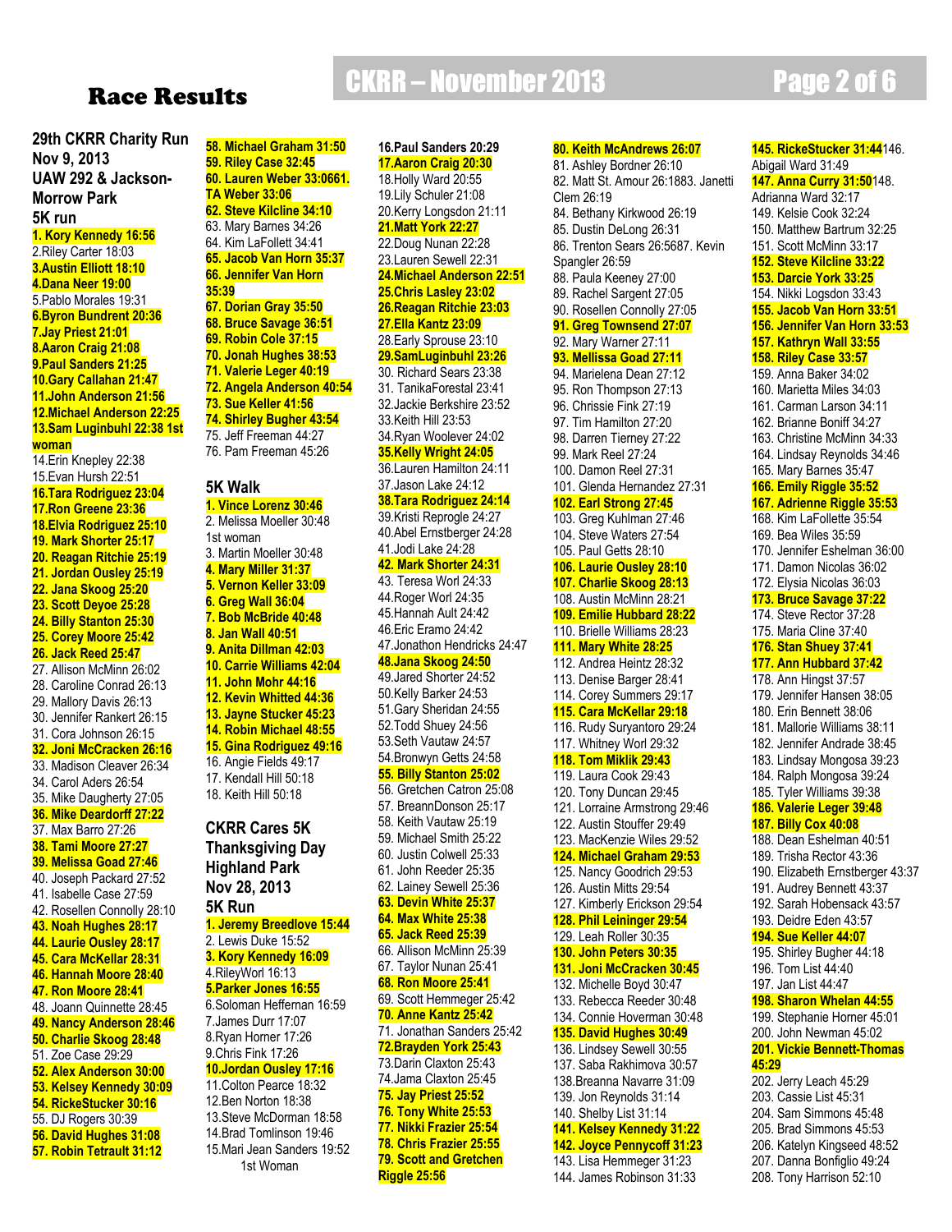# Race Results

**29th CKRR Charity Run**
**Nov 9, 2013**
**UAW 292 & Jackson-Morrow Park**
**5K run**

**1. Kory Kennedy 16:56**
2.Riley Carter 18:03
**3.Austin Elliott 18:10**
**4.Dana Neer 19:00**
5.Pablo Morales 19:31
**6.Byron Bundrent 20:36**
**7.Jay Priest 21:01**
**8.Aaron Craig 21:08**
**9.Paul Sanders 21:25**
**10.Gary Callahan 21:47**
**11.John Anderson 21:56**
**12.Michael Anderson 22:25**
**13.Sam Luginbuhl 22:38 1st woman**
14.Erin Knepley 22:38
15.Evan Hursh 22:51
**16.Tara Rodriguez 23:04**
**17.Ron Greene 23:36**
**18.Elvia Rodriguez 25:10**
**19. Mark Shorter 25:17**
**20. Reagan Ritchie 25:19**
**21. Jordan Ousley 25:19**
**22. Jana Skoog 25:20**
**23. Scott Deyoe 25:28**
**24. Billy Stanton 25:30**
**25. Corey Moore 25:42**
**26. Jack Reed 25:47**
27. Allison McMinn 26:02
28. Caroline Conrad 26:13
29. Mallory Davis 26:13
30. Jennifer Rankert 26:15
31. Cora Johnson 26:15
**32. Joni McCracken 26:16**
33. Madison Cleaver 26:34
34. Carol Aders 26:54
35. Mike Daugherty 27:05
**36. Mike Deardorff 27:22**
37. Max Barro 27:26
**38. Tami Moore 27:27**
**39. Melissa Goad 27:46**
40. Joseph Packard 27:52
41. Isabelle Case 27:59
42. Rosellen Connolly 28:10
**43. Noah Hughes 28:17**
**44. Laurie Ousley 28:17**
**45. Cara McKellar 28:31**
**46. Hannah Moore 28:40**
**47. Ron Moore 28:41**
48. Joann Quinnette 28:45
**49. Nancy Anderson 28:46**
**50. Charlie Skoog 28:48**
51. Zoe Case 29:29
**52. Alex Anderson 30:00**
**53. Kelsey Kennedy 30:09**
**54. RickeStucker 30:16**
55. DJ Rogers 30:39
**56. David Hughes 31:08**
**57. Robin Tetrault 31:12**
**58. Michael Graham 31:50**
**59. Riley Case 32:45**
**60. Lauren Weber 33:06**
**61. TA Weber 33:06**
**62. Steve Kilcline 34:10**
63. Mary Barnes 34:26
64. Kim LaFollett 34:41
**65. Jacob Van Horn 35:37**
**66. Jennifer Van Horn 35:39**
**67. Dorian Gray 35:50**
**68. Bruce Savage 36:51**
**69. Robin Cole 37:15**
**70. Jonah Hughes 38:53**
**71. Valerie Leger 40:19**
**72. Angela Anderson 40:54**
**73. Sue Keller 41:56**
**74. Shirley Bugher 43:54**
75. Jeff Freeman 44:27
76. Pam Freeman 45:26

**5K Walk**

**1. Vince Lorenz 30:46**
2. Melissa Moeller 30:48 1st woman
3. Martin Moeller 30:48
**4. Mary Miller 31:37**
**5. Vernon Keller 33:09**
**6. Greg Wall 36:04**
**7. Bob McBride 40:48**
**8. Jan Wall 40:51**
**9. Anita Dillman 42:03**
**10. Carrie Williams 42:04**
**11. John Mohr 44:16**
**12. Kevin Whitted 44:36**
**13. Jayne Stucker 45:23**
**14. Robin Michael 48:55**
**15. Gina Rodriguez 49:16**
16. Angie Fields 49:17
17. Kendall Hill 50:18
18. Keith Hill 50:18

**CKRR Cares 5K**
**Thanksgiving Day**
**Highland Park**
**Nov 28, 2013**
**5K Run**

**1. Jeremy Breedlove 15:44**
2. Lewis Duke 15:52
**3. Kory Kennedy 16:09**
4.RileyWorl 16:13
**5.Parker Jones 16:55**
6.Soloman Heffernan 16:59
7.James Durr 17:07
8.Ryan Horner 17:26
9.Chris Fink 17:26
**10.Jordan Ousley 17:16**
11.Colton Pearce 18:32
12.Ben Norton 18:38
13.Steve McDorman 18:58
14.Brad Tomlinson 19:46
15.Mari Jean Sanders 19:52 1st Woman
16.Paul Sanders 20:29
**17.Aaron Craig 20:30**
18.Holly Ward 20:55
19.Lily Schuler 21:08
20.Kerry Longsdon 21:11
**21.Matt York 22:27**
22.Doug Nunan 22:28
23.Lauren Sewell 22:31
**24.Michael Anderson 22:51**
**25.Chris Lasley 23:02**
**26.Reagan Ritchie 23:03**
**27.Ella Kantz 23:09**
28.Early Sprouse 23:10
**29.SamLuginbuhl 23:26**
30. Richard Sears 23:38
31. TanikaForestal 23:41
32.Jackie Berkshire 23:52
33.Keith Hill 23:53
34.Ryan Woolever 24:02
**35.Kelly Wright 24:05**
36.Lauren Hamilton 24:11
37.Jason Lake 24:12
**38.Tara Rodriguez 24:14**
39.Kristi Reprogle 24:27
40.Abel Ernstberger 24:28
41.Jodi Lake 24:28
**42. Mark Shorter 24:31**
43. Teresa Worl 24:33
44.Roger Worl 24:35
45.Hannah Ault 24:42
46.Eric Eramo 24:42
47.Jonathon Hendricks 24:47
**48.Jana Skoog 24:50**
49.Jared Shorter 24:52
50.Kelly Barker 24:53
51.Gary Sheridan 24:55
52.Todd Shuey 24:56
53.Seth Vautaw 24:57
54.Bronwyn Getts 24:58
**55. Billy Stanton 25:02**
56. Gretchen Catron 25:08
57. BreannDonson 25:17
58. Keith Vautaw 25:19
59. Michael Smith 25:22
60. Justin Colwell 25:33
61. John Reeder 25:35
62. Lainey Sewell 25:36
**63. Devin White 25:37**
**64. Max White 25:38**
**65. Jack Reed 25:39**
66. Allison McMinn 25:39
67. Taylor Nunan 25:41
**68. Ron Moore 25:41**
69. Scott Hemmeger 25:42
**70. Anne Kantz 25:42**
71. Jonathan Sanders 25:42
**72.Brayden York 25:43**
73.Darin Claxton 25:43
74.Jama Claxton 25:45
**75. Jay Priest 25:52**
**76. Tony White 25:53**
**77. Nikki Frazier 25:54**
**78. Chris Frazier 25:55**
**79. Scott and Gretchen Riggle 25:56**
**80. Keith McAndrews 26:07**
81. Ashley Bordner 26:10
82. Matt St. Amour 26:18
83. Janetti Clem 26:19
84. Bethany Kirkwood 26:19
85. Dustin DeLong 26:31
86. Trenton Sears 26:56
87. Kevin Spangler 26:59
88. Paula Keeney 27:00
89. Rachel Sargent 27:05
90. Rosellen Connolly 27:05
**91. Greg Townsend 27:07**
92. Mary Warner 27:11
**93. Mellissa Goad 27:11**
94. Marielena Dean 27:12
95. Ron Thompson 27:13
96. Chrissie Fink 27:19
97. Tim Hamilton 27:20
98. Darren Tierney 27:22
99. Mark Reel 27:24
100. Damon Reel 27:31
101. Glenda Hernandez 27:31
**102. Earl Strong 27:45**
103. Greg Kuhlman 27:46
104. Steve Waters 27:54
105. Paul Getts 28:10
**106. Laurie Ousley 28:10**
**107. Charlie Skoog 28:13**
108. Austin McMinn 28:21
**109. Emilie Hubbard 28:22**
110. Brielle Williams 28:23
**111. Mary White 28:25**
112. Andrea Heintz 28:32
113. Denise Barger 28:41
114. Corey Summers 29:17
**115. Cara McKellar 29:18**
116. Rudy Suryantoro 29:24
117. Whitney Worl 29:32
**118. Tom Miklik 29:43**
119. Laura Cook 29:43
120. Tony Duncan 29:45
121. Lorraine Armstrong 29:46
122. Austin Stouffer 29:49
123. MacKenzie Wiles 29:52
**124. Michael Graham 29:53**
125. Nancy Goodrich 29:53
126. Austin Mitts 29:54
127. Kimberly Erickson 29:54
**128. Phil Leininger 29:54**
129. Leah Roller 30:35
**130. John Peters 30:35**
**131. Joni McCracken 30:45**
132. Michelle Boyd 30:47
133. Rebecca Reeder 30:48
134. Connie Hoverman 30:48
**135. David Hughes 30:49**
136. Lindsey Sewell 30:55
137. Saba Rakhimova 30:57
138.Breanna Navarre 31:09
139. Jon Reynolds 31:14
140. Shelby List 31:14
**141. Kelsey Kennedy 31:22**
**142. Joyce Pennycoff 31:23**
143. Lisa Hemmeger 31:23
144. James Robinson 31:33
**145. RickeStucker 31:44**
146. Abigail Ward 31:49
**147. Anna Curry 31:50**
148. Adrianna Ward 32:17
149. Kelsie Cook 32:24
150. Matthew Bartrum 32:25
151. Scott McMinn 33:17
**152. Steve Kilcline 33:22**
**153. Darcie York 33:25**
154. Nikki Logsdon 33:43
**155. Jacob Van Horn 33:51**
**156. Jennifer Van Horn 33:53**
**157. Kathryn Wall 33:55**
**158. Riley Case 33:57**
159. Anna Baker 34:02
160. Marietta Miles 34:03
161. Carman Larson 34:11
162. Brianne Boniff 34:27
163. Christine McMinn 34:33
164. Lindsay Reynolds 34:46
165. Mary Barnes 35:47
**166. Emily Riggle 35:52**
**167. Adrienne Riggle 35:53**
168. Kim LaFollette 35:54
169. Bea Wiles 35:59
170. Jennifer Eshelman 36:00
171. Damon Nicolas 36:02
172. Elysia Nicolas 36:03
**173. Bruce Savage 37:22**
174. Steve Rector 37:28
175. Maria Cline 37:40
**176. Stan Shuey 37:41**
**177. Ann Hubbard 37:42**
178. Ann Hingst 37:57
179. Jennifer Hansen 38:05
180. Erin Bennett 38:06
181. Mallorie Williams 38:11
182. Jennifer Andrade 38:45
183. Lindsay Mongosa 39:23
184. Ralph Mongosa 39:24
185. Tyler Williams 39:38
**186. Valerie Leger 39:48**
**187. Billy Cox 40:08**
188. Dean Eshelman 40:51
189. Trisha Rector 43:36
190. Elizabeth Ernstberger 43:37
191. Audrey Bennett 43:37
192. Sarah Hobensack 43:57
193. Deidre Eden 43:57
**194. Sue Keller 44:07**
195. Shirley Bugher 44:18
196. Tom List 44:40
197. Jan List 44:47
**198. Sharon Whelan 44:55**
199. Stephanie Horner 45:01
200. John Newman 45:02
**201. Vickie Bennett-Thomas 45:29**
202. Jerry Leach 45:29
203. Cassie List 45:31
204. Sam Simmons 45:48
205. Brad Simmons 45:53
206. Katelyn Kingseed 48:52
207. Danna Bonfiglio 49:24
208. Tony Harrison 52:10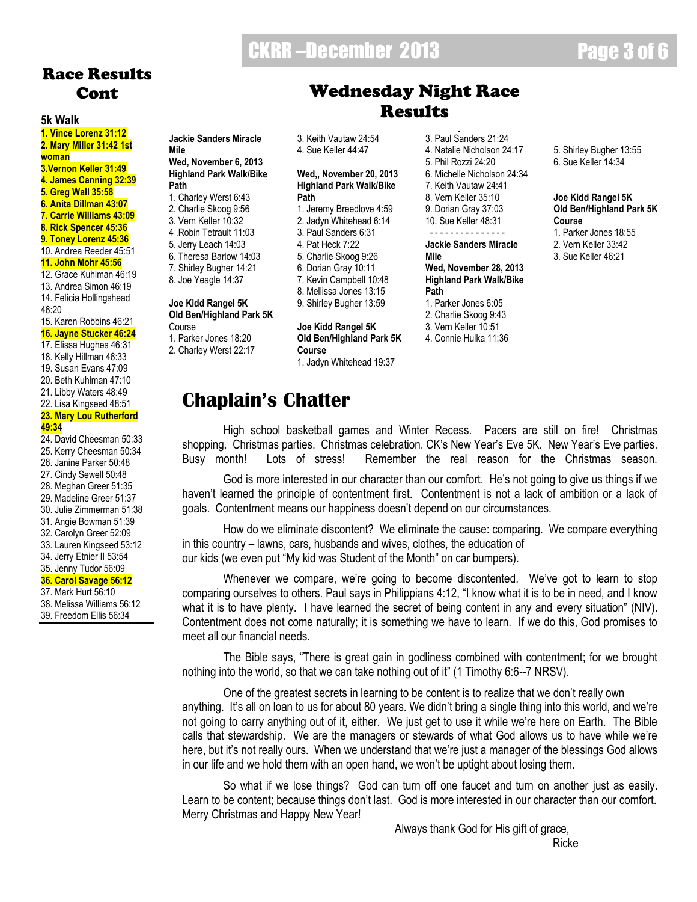## Race Results Cont

### 5k Walk

**1. Vince Lorenz 31:12**
**2. Mary Miller 31:42 1st woman**
**3.Vernon Keller 31:49**
**4. James Canning 32:39**
**5. Greg Wall 35:58**
**6. Anita Dillman 43:07**
**7. Carrie Williams 43:09**
**8. Rick Spencer 45:36**
**9. Toney Lorenz 45:36**
10. Andrea Reeder 45:51
**11. John Mohr 45:56**
12. Grace Kuhlman 46:19
13. Andrea Simon 46:19
14. Felicia Hollingshead 46:20
15. Karen Robbins 46:21
**16. Jayne Stucker 46:24**
17. Elissa Hughes 46:31
18. Kelly Hillman 46:33
19. Susan Evans 47:09
20. Beth Kuhlman 47:10
21. Libby Waters 48:49
22. Lisa Kingseed 48:51
**23. Mary Lou Rutherford 49:34**
24. David Cheesman 50:33
25. Kerry Cheesman 50:34
26. Janine Parker 50:48
27. Cindy Sewell 50:48
28. Meghan Greer 51:35
29. Madeline Greer 51:37
30. Julie Zimmerman 51:38
31. Angie Bowman 51:39
32. Carolyn Greer 52:09
33. Lauren Kingseed 53:12
34. Jerry Etnier II 53:54
35. Jenny Tudor 56:09
**36. Carol Savage 56:12**
37. Mark Hurt 56:10
38. Melissa Williams 56:12
39. Freedom Ellis 56:34

## Wednesday Night Race Results

**Jackie Sanders Miracle Mile**
**Wed, November 6, 2013**
**Highland Park Walk/Bike Path**
1. Charley Werst 6:43
2. Charlie Skoog 9:56
3. Vern Keller 10:32
4 .Robin Tetrault 11:03
5. Jerry Leach 14:03
6. Theresa Barlow 14:03
7. Shirley Bugher 14:21
8. Joe Yeagle 14:37

**Joe Kidd Rangel 5K**
**Old Ben/Highland Park 5K**
Course
1. Parker Jones 18:20
2. Charley Werst 22:17
3. Keith Vautaw 24:54
4. Sue Keller 44:47

**Wed,, November 20, 2013**
**Highland Park Walk/Bike Path**
1. Jeremy Breedlove 4:59
2. Jadyn Whitehead 6:14
3. Paul Sanders 6:31
4. Pat Heck 7:22
5. Charlie Skoog 9:26
6. Dorian Gray 10:11
7. Kevin Campbell 10:48
8. Mellissa Jones 13:15
9. Shirley Bugher 13:59

**Joe Kidd Rangel 5K**
**Old Ben/Highland Park 5K Course**
1. Jadyn Whitehead 19:37
3. Paul Sanders 21:24
4. Natalie Nicholson 24:17
5. Phil Rozzi 24:20
6. Michelle Nicholson 24:34
7. Keith Vautaw 24:41
8. Vern Keller 35:10
9. Dorian Gray 37:03
10. Sue Keller 48:31

---

**Jackie Sanders Miracle Mile**
**Wed, November 28, 2013**
**Highland Park Walk/Bike Path**
1. Parker Jones 6:05
2. Charlie Skoog 9:43
3. Vern Keller 10:51
4. Connie Hulka 11:36
5. Shirley Bugher 13:55
6. Sue Keller 14:34

**Joe Kidd Rangel 5K**
**Old Ben/Highland Park 5K Course**
1. Parker Jones 18:55
2. Vern Keller 33:42
3. Sue Keller 46:21

## Chaplain's Chatter

High school basketball games and Winter Recess. Pacers are still on fire! Christmas shopping. Christmas parties. Christmas celebration. CK's New Year's Eve 5K. New Year's Eve parties. Busy month! Lots of stress! Remember the real reason for the Christmas season.

God is more interested in our character than our comfort. He's not going to give us things if we haven't learned the principle of contentment first. Contentment is not a lack of ambition or a lack of goals. Contentment means our happiness doesn't depend on our circumstances.

How do we eliminate discontent? We eliminate the cause: comparing. We compare everything in this country – lawns, cars, husbands and wives, clothes, the education of our kids (we even put "My kid was Student of the Month" on car bumpers).

Whenever we compare, we're going to become discontented. We've got to learn to stop comparing ourselves to others. Paul says in Philippians 4:12, "I know what it is to be in need, and I know what it is to have plenty. I have learned the secret of being content in any and every situation" (NIV). Contentment does not come naturally; it is something we have to learn. If we do this, God promises to meet all our financial needs.

The Bible says, "There is great gain in godliness combined with contentment; for we brought nothing into the world, so that we can take nothing out of it" (1 Timothy 6:6--7 NRSV).

One of the greatest secrets in learning to be content is to realize that we don't really own anything. It's all on loan to us for about 80 years. We didn't bring a single thing into this world, and we're not going to carry anything out of it, either. We just get to use it while we're here on Earth. The Bible calls that stewardship. We are the managers or stewards of what God allows us to have while we're here, but it's not really ours. When we understand that we're just a manager of the blessings God allows in our life and we hold them with an open hand, we won't be uptight about losing them.

So what if we lose things? God can turn off one faucet and turn on another just as easily. Learn to be content; because things don't last. God is more interested in our character than our comfort. Merry Christmas and Happy New Year!

Always thank God for His gift of grace,

Ricke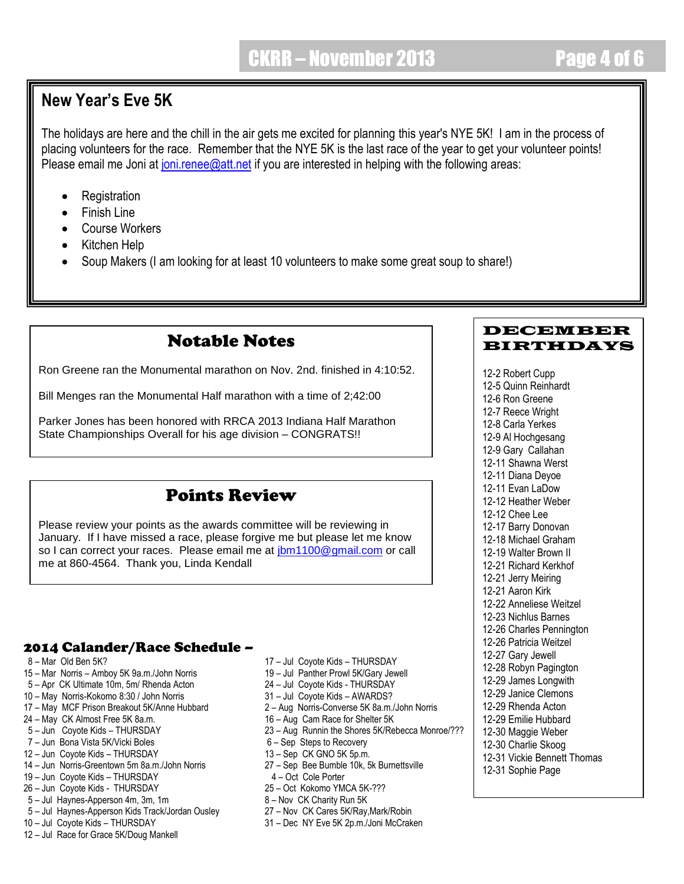## New Year's Eve 5K

The holidays are here and the chill in the air gets me excited for planning this year's NYE 5K! I am in the process of placing volunteers for the race. Remember that the NYE 5K is the last race of the year to get your volunteer points! Please email me Joni at joni.renee@att.net if you are interested in helping with the following areas:

- Registration
- Finish Line
- Course Workers
- Kitchen Help
- Soup Makers (I am looking for at least 10 volunteers to make some great soup to share!)

## Notable Notes

Ron Greene ran the Monumental marathon on Nov. 2nd. finished in 4:10:52.

Bill Menges ran the Monumental Half marathon with a time of 2;42:00

Parker Jones has been honored with RRCA 2013 Indiana Half Marathon State Championships Overall for his age division – CONGRATS!!

## Points Review

Please review your points as the awards committee will be reviewing in January. If I have missed a race, please forgive me but please let me know so I can correct your races. Please email me at jbm1100@gmail.com or call me at 860-4564. Thank you, Linda Kendall

## 2014 Calander/Race Schedule –

8 – Mar Old Ben 5K?
15 – Mar Norris – Amboy 5K 9a.m./John Norris
5 – Apr CK Ultimate 10m, 5m/ Rhenda Acton
10 – May Norris-Kokomo 8:30 / John Norris
17 – May MCF Prison Breakout 5K/Anne Hubbard
24 – May CK Almost Free 5K 8a.m.
5 – Jun Coyote Kids – THURSDAY
7 – Jun Bona Vista 5K/Vicki Boles
12 – Jun Coyote Kids – THURSDAY
14 – Jun Norris-Greentown 5m 8a.m./John Norris
19 – Jun Coyote Kids – THURSDAY
26 – Jun Coyote Kids - THURSDAY
5 – Jul Haynes-Apperson 4m, 3m, 1m
5 – Jul Haynes-Apperson Kids Track/Jordan Ousley
10 – Jul Coyote Kids – THURSDAY
12 – Jul Race for Grace 5K/Doug Mankell
17 – Jul Coyote Kids – THURSDAY
19 – Jul Panther Prowl 5K/Gary Jewell
24 – Jul Coyote Kids - THURSDAY
31 – Jul Coyote Kids – AWARDS?
2 – Aug Norris-Converse 5K 8a.m./John Norris
16 – Aug Cam Race for Shelter 5K
23 – Aug Runnin the Shores 5K/Rebecca Monroe/???
6 – Sep Steps to Recovery
13 – Sep CK GNO 5K 5p.m.
27 – Sep Bee Bumble 10k, 5k Burnettsville
4 – Oct Cole Porter
25 – Oct Kokomo YMCA 5K-???
8 – Nov CK Charity Run 5K
27 – Nov CK Cares 5K/Ray,Mark/Robin
31 – Dec NY Eve 5K 2p.m./Joni McCraken

## DECEMBER BIRTHDAYS

12-2 Robert Cupp
12-5 Quinn Reinhardt
12-6 Ron Greene
12-7 Reece Wright
12-8 Carla Yerkes
12-9 Al Hochgesang
12-9 Gary Callahan
12-11 Shawna Werst
12-11 Diana Deyoe
12-11 Evan LaDow
12-12 Heather Weber
12-12 Chee Lee
12-17 Barry Donovan
12-18 Michael Graham
12-19 Walter Brown II
12-21 Richard Kerkhof
12-21 Jerry Meiring
12-21 Aaron Kirk
12-22 Anneliese Weitzel
12-23 Nichlus Barnes
12-26 Charles Pennington
12-26 Patricia Weitzel
12-27 Gary Jewell
12-28 Robyn Pagington
12-29 James Longwith
12-29 Janice Clemons
12-29 Rhenda Acton
12-29 Emilie Hubbard
12-30 Maggie Weber
12-30 Charlie Skoog
12-31 Vickie Bennett Thomas
12-31 Sophie Page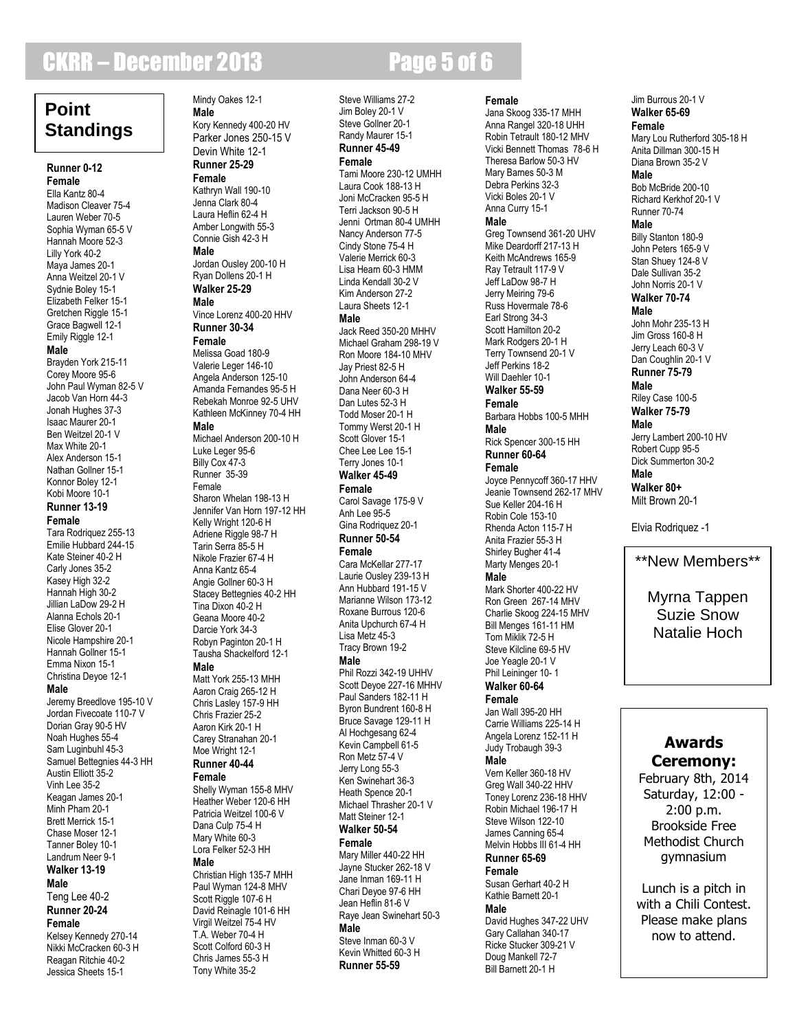# Point Standings

### Runner 0-12

**Female**

Ella Kantz 80-4
Madison Cleaver 75-4
Lauren Weber 70-5
Sophia Wyman 65-5 V
Hannah Moore 52-3
Lilly York 40-2
Maya James 20-1
Anna Weitzel 20-1 V
Sydnie Boley 15-1
Elizabeth Felker 15-1
Gretchen Riggle 15-1
Grace Bagwell 12-1
Emily Riggle 12-1

**Male**

Brayden York 215-11
Corey Moore 95-6
John Paul Wyman 82-5 V
Jacob Van Horn 44-3
Jonah Hughes 37-3
Isaac Maurer 20-1
Ben Weitzel 20-1 V
Max White 20-1
Alex Anderson 15-1
Nathan Gollner 15-1
Konnor Boley 12-1
Kobi Moore 10-1

### Runner 13-19

**Female**

Tara Rodriquez 255-13
Emilie Hubbard 244-15
Kate Steiner 40-2 H
Carly Jones 35-2
Kasey High 32-2
Hannah High 30-2
Jillian LaDow 29-2 H
Alanna Echols 20-1
Elise Glover 20-1
Nicole Hampshire 20-1
Hannah Gollner 15-1
Emma Nixon 15-1
Christina Deyoe 12-1

**Male**

Jeremy Breedlove 195-10 V
Jordan Fivecoate 110-7 V
Dorian Gray 90-5 HV
Noah Hughes 55-4
Sam Luginbuhl 45-3
Samuel Bettegnies 44-3 HH
Austin Elliott 35-2
Vinh Lee 35-2
Keagan James 20-1
Minh Pham 20-1
Brett Merrick 15-1
Chase Moser 12-1
Tanner Boley 10-1
Landrum Neer 9-1

### Walker 13-19

**Male**

Teng Lee 40-2

### Runner 20-24

**Female**

Kelsey Kennedy 270-14
Nikki McCracken 60-3 H
Reagan Ritchie 40-2
Jessica Sheets 15-1
Mindy Oakes 12-1

**Male**

Kory Kennedy 400-20 HV
Parker Jones 250-15 V
Devin White 12-1

### Runner 25-29

**Female**

Kathryn Wall 190-10
Jenna Clark 80-4
Laura Heflin 62-4 H
Amber Longwith 55-3
Connie Gish 42-3 H

**Male**

Jordan Ousley 200-10 H
Ryan Dollens 20-1 H

### Walker 25-29

**Male**

Vince Lorenz 400-20 HHV

### Runner 30-34

**Female**

Melissa Goad 180-9
Valerie Leger 146-10
Angela Anderson 125-10
Amanda Fernandes 95-5 H
Rebekah Monroe 92-5 UHV
Kathleen McKinney 70-4 HH

**Male**

Michael Anderson 200-10 H
Luke Leger 95-6
Billy Cox 47-3

### Runner 35-39

Female

Sharon Whelan 198-13 H
Jennifer Van Horn 197-12 HH
Kelly Wright 120-6 H
Adriene Riggle 98-7 H
Tarin Serra 85-5 H
Nikole Frazier 67-4 H
Anna Kantz 65-4
Angie Gollner 60-3 H
Stacey Bettegnies 40-2 HH
Tina Dixon 40-2 H
Geana Moore 40-2
Darcie York 34-3
Robyn Paginton 20-1 H
Tausha Shackelford 12-1

**Male**

Matt York 255-13 MHH
Aaron Craig 265-12 H
Chris Lasley 157-9 HH
Chris Frazier 25-2
Aaron Kirk 20-1 H
Carey Stranahan 20-1
Moe Wright 12-1

### Runner 40-44

**Female**

Shelly Wyman 155-8 MHV
Heather Weber 120-6 HH
Patricia Weitzel 100-6 V
Dana Culp 75-4 H
Mary White 60-3
Lora Felker 52-3 HH

**Male**

Christian High 135-7 MHH
Paul Wyman 124-8 MHV
Scott Riggle 107-6 H
David Reinagle 101-6 HH
Virgil Weitzel 75-4 HV
T.A. Weber 70-4 H
Scott Colford 60-3 H
Chris James 55-3 H
Tony White 35-2
Steve Williams 27-2
Jim Boley 20-1 V
Steve Gollner 20-1
Randy Maurer 15-1

### Runner 45-49

**Female**

Tami Moore 230-12 UMHH
Laura Cook 188-13 H
Joni McCracken 95-5 H
Terri Jackson 90-5 H
Jenni Ortman 80-4 UMHH
Nancy Anderson 77-5
Cindy Stone 75-4 H
Valerie Merrick 60-3
Lisa Hearn 60-3 HMM
Linda Kendall 30-2 V
Kim Anderson 27-2
Laura Sheets 12-1

**Male**

Jack Reed 350-20 MHHV
Michael Graham 298-19 V
Ron Moore 184-10 MHV
Jay Priest 82-5 H
John Anderson 64-4
Dana Neer 60-3 H
Dan Lutes 52-3 H
Todd Moser 20-1 H
Tommy Werst 20-1 H
Scott Glover 15-1
Chee Lee Lee 15-1
Terry Jones 10-1

### Walker 45-49

**Female**

Carol Savage 175-9 V
Anh Lee 95-5
Gina Rodriquez 20-1

### Runner 50-54

**Female**

Cara McKellar 277-17
Laurie Ousley 239-13 H
Ann Hubbard 191-15 V
Marianne Wilson 173-12
Roxane Burrous 120-6
Anita Upchurch 67-4 H
Lisa Metz 45-3
Tracy Brown 19-2

**Male**

Phil Rozzi 342-19 UHHV
Scott Deyoe 227-16 MHHV
Paul Sanders 182-11 H
Byron Bundrent 160-8 H
Bruce Savage 129-11 H
Al Hochgesang 62-4
Kevin Campbell 61-5
Ron Metz 57-4 V
Jerry Long 55-3
Ken Swinehart 36-3
Heath Spence 20-1
Michael Thrasher 20-1 V
Matt Steiner 12-1

### Walker 50-54

**Female**

Mary Miller 440-22 HH
Jayne Stucker 262-18 V
Jane Inman 169-11 H
Chari Deyoe 97-6 HH
Jean Heflin 81-6 V
Raye Jean Swinehart 50-3

**Male**

Steve Inman 60-3 V
Kevin Whitted 60-3 H

### Runner 55-59

**Female**

Jana Skoog 335-17 MHH
Anna Rangel 320-18 UHH
Robin Tetrault 180-12 MHV
Vicki Bennett Thomas 78-6 H
Theresa Barlow 50-3 HV
Mary Barnes 50-3 M
Debra Perkins 32-3
Vicki Boles 20-1 V
Anna Curry 15-1

**Male**

Greg Townsend 361-20 UHV
Mike Deardorff 217-13 H
Keith McAndrews 165-9
Ray Tetrault 117-9 V
Jeff LaDow 98-7 H
Jerry Meiring 79-6
Russ Hovermale 78-6
Earl Strong 34-3
Scott Hamilton 20-2
Mark Rodgers 20-1 H
Terry Townsend 20-1 V
Jeff Perkins 18-2
Will Daehler 10-1

### Walker 55-59

**Female**

Barbara Hobbs 100-5 MHH

**Male**

Rick Spencer 300-15 HH

### Runner 60-64

**Female**

Joyce Pennycoff 360-17 HHV
Jeanie Townsend 262-17 MHV
Sue Keller 204-16 H
Robin Cole 153-10
Rhenda Acton 115-7 H
Anita Frazier 55-3 H
Shirley Bugher 41-4
Marty Menges 20-1

**Male**

Mark Shorter 400-22 HV
Ron Green 267-14 MHV
Charlie Skoog 224-15 MHV
Bill Menges 161-11 HM
Tom Miklik 72-5 H
Steve Kilcline 69-5 HV
Joe Yeagle 20-1 V
Phil Leininger 10- 1

### Walker 60-64

**Female**

Jan Wall 395-20 HH
Carrie Williams 225-14 H
Angela Lorenz 152-11 H
Judy Trobaugh 39-3

**Male**

Vern Keller 360-18 HV
Greg Wall 340-22 HHV
Toney Lorenz 236-18 HHV
Robin Michael 196-17 H
Steve Wilson 122-10
James Canning 65-4
Melvin Hobbs III 61-4 HH

### Runner 65-69

**Female**

Susan Gerhart 40-2 H
Kathie Barnett 20-1

**Male**

David Hughes 347-22 UHV
Gary Callahan 340-17
Ricke Stucker 309-21 V
Doug Mankell 72-7
Bill Barnett 20-1 H
Jim Burrous 20-1 V

### Walker 65-69

**Female**

Mary Lou Rutherford 305-18 H
Anita Dillman 300-15 H
Diana Brown 35-2 V

**Male**

Bob McBride 200-10
Richard Kerkhof 20-1 V

### Runner 70-74

**Male**

Billy Stanton 180-9
John Peters 165-9 V
Stan Shuey 124-8 V
Dale Sullivan 35-2
John Norris 20-1 V

### Walker 70-74

**Male**

John Mohr 235-13 H
Jim Gross 160-8 H
Jerry Leach 60-3 V
Dan Coughlin 20-1 V

### Runner 75-79

**Male**

Riley Case 100-5

### Walker 75-79

**Male**

Jerry Lambert 200-10 HV
Robert Cupp 95-5
Dick Summerton 30-2

**Male**

### Walker 80+

Milt Brown 20-1

Elvia Rodriquez -1

**New Members**

Myrna Tappen
Suzie Snow
Natalie Hoch

## Awards Ceremony:

February 8th, 2014
Saturday, 12:00 - 2:00 p.m.
Brookside Free Methodist Church gymnasium

Lunch is a pitch in with a Chili Contest. Please make plans now to attend.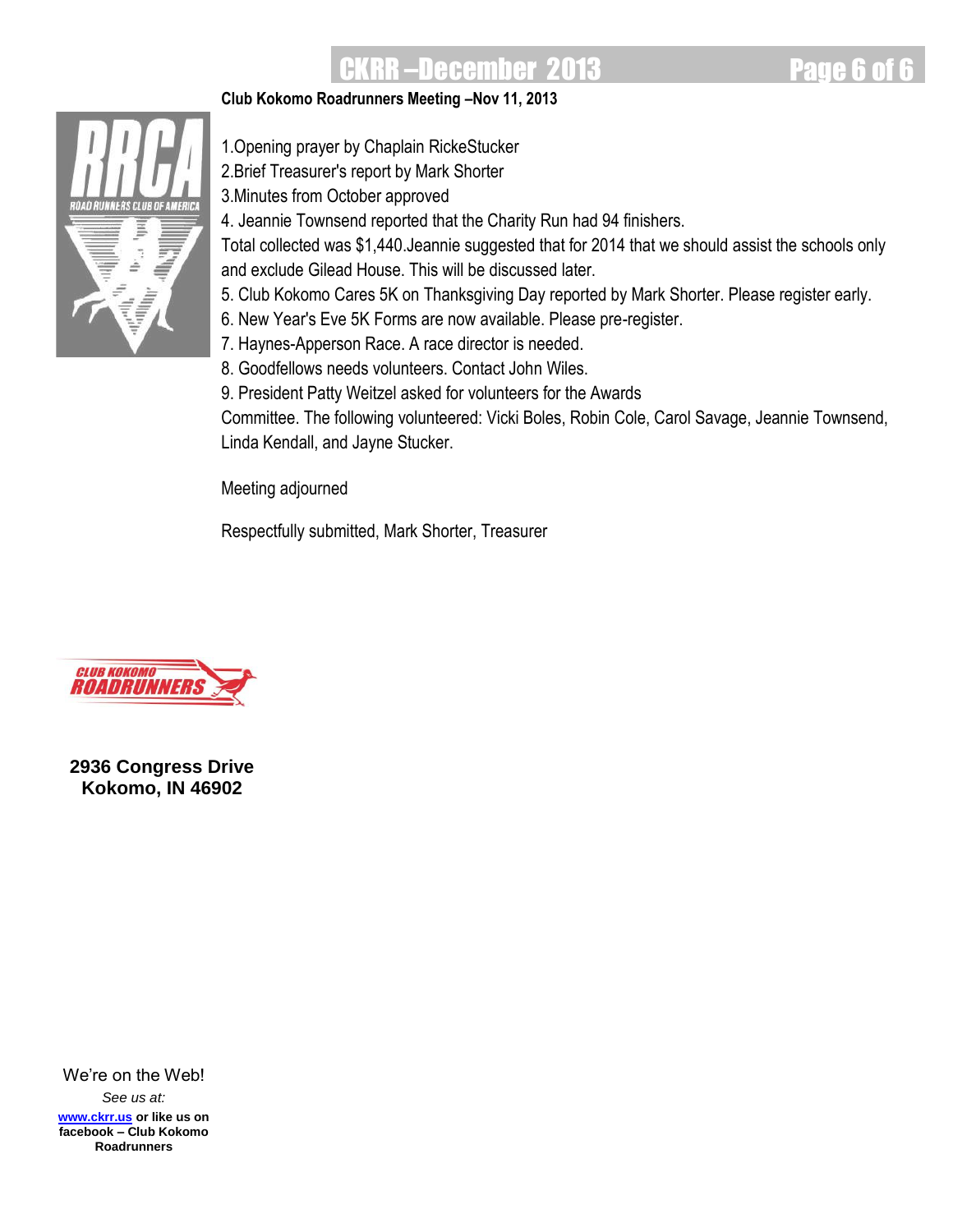## Club Kokomo Roadrunners Meeting –Nov 11, 2013

1.Opening prayer by Chaplain RickeStucker
2.Brief Treasurer's report by Mark Shorter
3.Minutes from October approved
4. Jeannie Townsend reported that the Charity Run had 94 finishers.
Total collected was $1,440.Jeannie suggested that for 2014 that we should assist the schools only and exclude Gilead House. This will be discussed later.
5. Club Kokomo Cares 5K on Thanksgiving Day reported by Mark Shorter. Please register early.
6. New Year's Eve 5K Forms are now available. Please pre-register.
7. Haynes-Apperson Race. A race director is needed.
8. Goodfellows needs volunteers. Contact John Wiles.
9. President Patty Weitzel asked for volunteers for the Awards Committee. The following volunteered: Vicki Boles, Robin Cole, Carol Savage, Jeannie Townsend, Linda Kendall, and Jayne Stucker.

Meeting adjourned

Respectfully submitted, Mark Shorter, Treasurer

**2936 Congress Drive**
**Kokomo, IN 46902**

We're on the Web!

*See us at:*

**www.ckrr.us or like us on facebook – Club Kokomo Roadrunners**